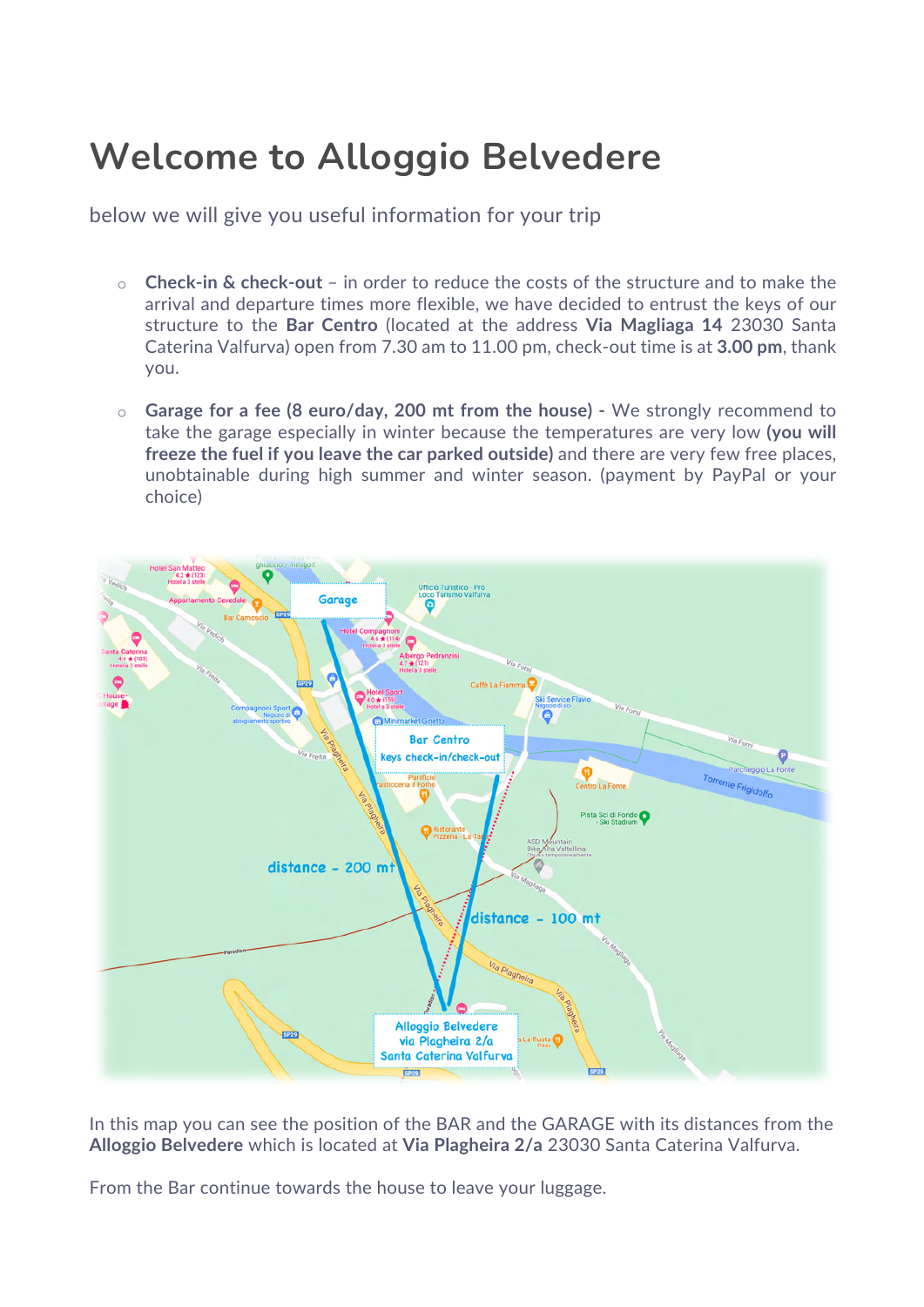# Welcome to Alloggio Belvedere

below we will give you useful information for your trip

- **Check-in & check-out** – in order to reduce the costs of the structure and to make the arrival and departure times more flexible, we have decided to entrust the keys of our structure to the **Bar Centro** (located at the address **Via Magliaga 14** 23030 Santa Caterina Valfurva) open from 7.30 am to 11.00 pm, check-out time is at **3.00 pm**, thank you.

- **Garage for a fee (8 euro/day, 200 mt from the house) -** We strongly recommend to take the garage especially in winter because the temperatures are very low **(you will freeze the fuel if you leave the car parked outside)** and there are very few free places, unobtainable during high summer and winter season. (payment by PayPal or your choice)

In this map you can see the position of the BAR and the GARAGE with its distances from the **Alloggio Belvedere** which is located at **Via Plagheira 2/a** 23030 Santa Caterina Valfurva.

From the Bar continue towards the house to leave your luggage.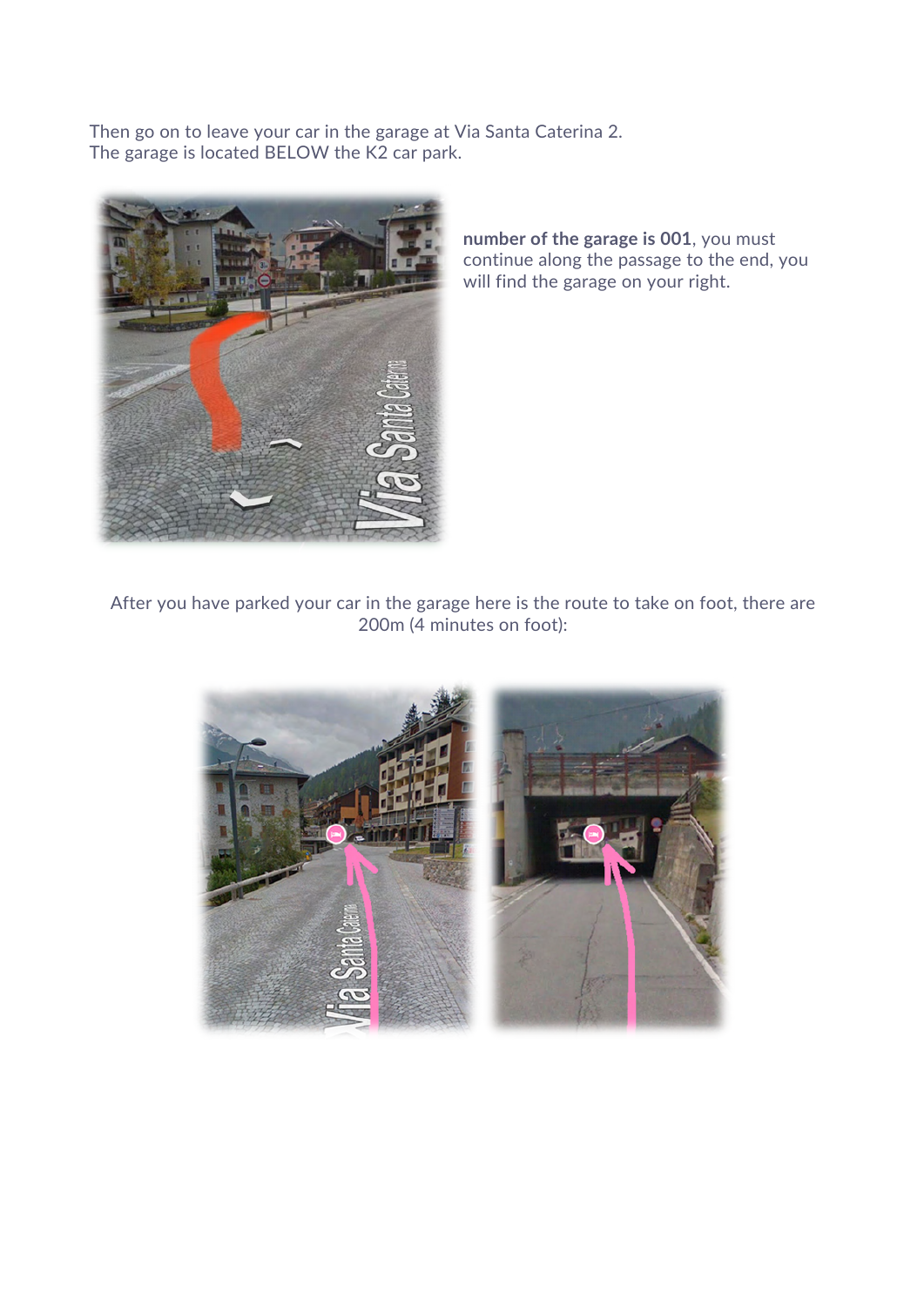Then go on to leave your car in the garage at Via Santa Caterina 2.
The garage is located BELOW the K2 car park.

**number of the garage is 001**, you must continue along the passage to the end, you will find the garage on your right.

After you have parked your car in the garage here is the route to take on foot, there are 200m (4 minutes on foot):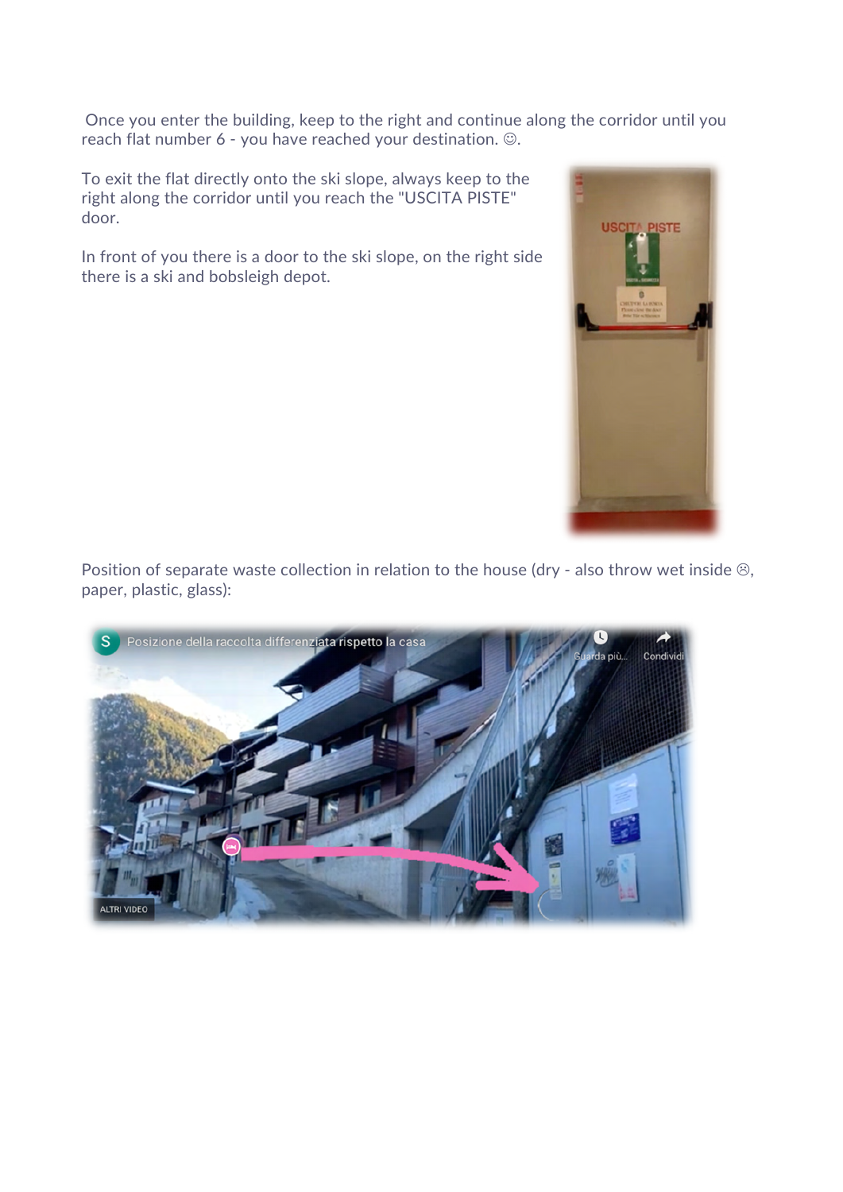Once you enter the building, keep to the right and continue along the corridor until you reach flat number 6 - you have reached your destination. ☺.

To exit the flat directly onto the ski slope, always keep to the right along the corridor until you reach the "USCITA PISTE" door.

In front of you there is a door to the ski slope, on the right side there is a ski and bobsleigh depot.

Position of separate waste collection in relation to the house (dry - also throw wet inside ☹, paper, plastic, glass):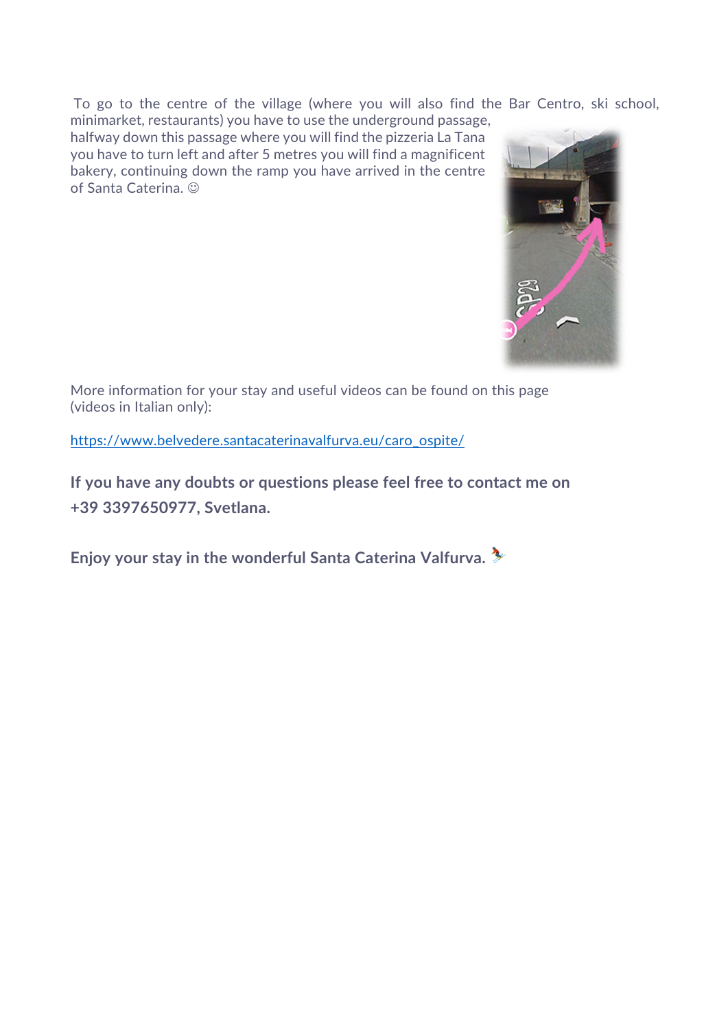To go to the centre of the village (where you will also find the Bar Centro, ski school, minimarket, restaurants) you have to use the underground passage, halfway down this passage where you will find the pizzeria La Tana you have to turn left and after 5 metres you will find a magnificent bakery, continuing down the ramp you have arrived in the centre of Santa Caterina. ☺

More information for your stay and useful videos can be found on this page (videos in Italian only):

https://www.belvedere.santacaterinavalfurva.eu/caro_ospite/

**If you have any doubts or questions please feel free to contact me on +39 3397650977, Svetlana.**

**Enjoy your stay in the wonderful Santa Caterina Valfurva.** ⛷